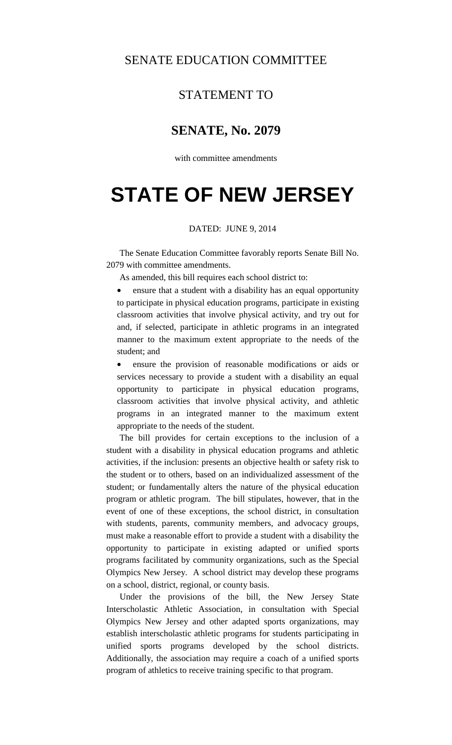SENATE EDUCATION COMMITTEE

STATEMENT TO

## SENATE, No. 2079

with committee amendments

# STATE OF NEW JERSEY

DATED: JUNE 9, 2014

The Senate Education Committee favorably reports Senate Bill No. 2079 with committee amendments.

As amended, this bill requires each school district to:

- ensure that a student with a disability has an equal opportunity to participate in physical education programs, participate in existing classroom activities that involve physical activity, and try out for and, if selected, participate in athletic programs in an integrated manner to the maximum extent appropriate to the needs of the student; and
- ensure the provision of reasonable modifications or aids or services necessary to provide a student with a disability an equal opportunity to participate in physical education programs, classroom activities that involve physical activity, and athletic programs in an integrated manner to the maximum extent appropriate to the needs of the student.

The bill provides for certain exceptions to the inclusion of a student with a disability in physical education programs and athletic activities, if the inclusion: presents an objective health or safety risk to the student or to others, based on an individualized assessment of the student; or fundamentally alters the nature of the physical education program or athletic program. The bill stipulates, however, that in the event of one of these exceptions, the school district, in consultation with students, parents, community members, and advocacy groups, must make a reasonable effort to provide a student with a disability the opportunity to participate in existing adapted or unified sports programs facilitated by community organizations, such as the Special Olympics New Jersey. A school district may develop these programs on a school, district, regional, or county basis.

Under the provisions of the bill, the New Jersey State Interscholastic Athletic Association, in consultation with Special Olympics New Jersey and other adapted sports organizations, may establish interscholastic athletic programs for students participating in unified sports programs developed by the school districts. Additionally, the association may require a coach of a unified sports program of athletics to receive training specific to that program.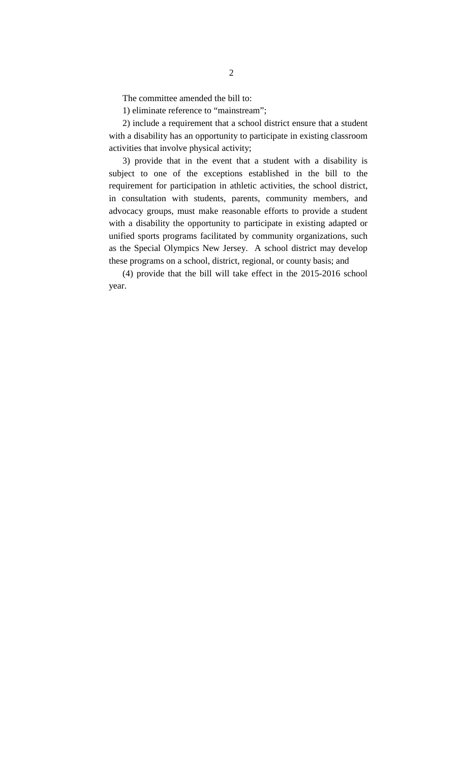The committee amended the bill to:

1) eliminate reference to "mainstream";

2) include a requirement that a school district ensure that a student with a disability has an opportunity to participate in existing classroom activities that involve physical activity;

3) provide that in the event that a student with a disability is subject to one of the exceptions established in the bill to the requirement for participation in athletic activities, the school district, in consultation with students, parents, community members, and advocacy groups, must make reasonable efforts to provide a student with a disability the opportunity to participate in existing adapted or unified sports programs facilitated by community organizations, such as the Special Olympics New Jersey. A school district may develop these programs on a school, district, regional, or county basis; and

(4) provide that the bill will take effect in the 2015-2016 school year.